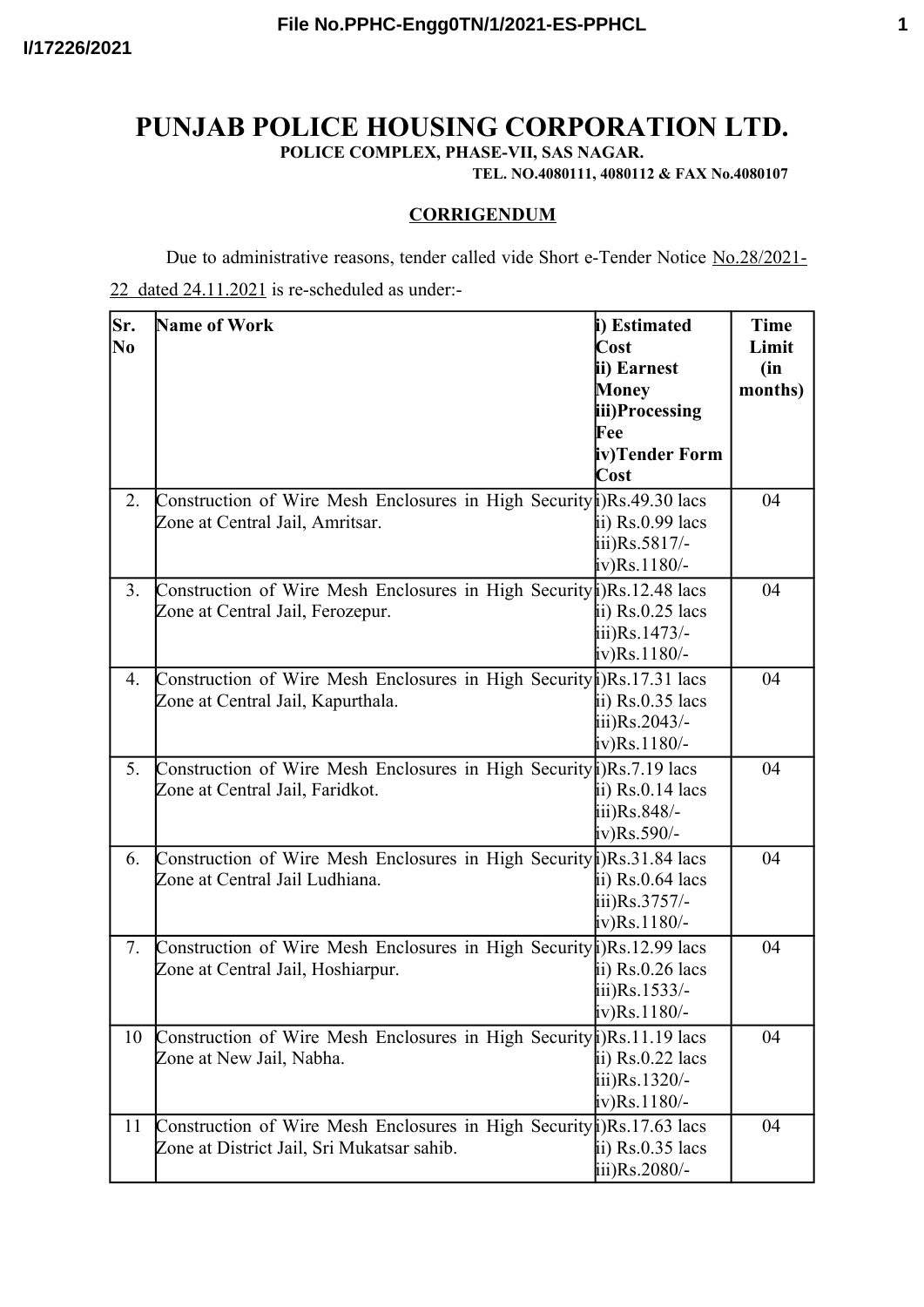# PUNJAB POLICE HOUSING CORPORATION LTD.

**POLICE COMPLEX, PHASE-VII, SAS NAGAR.**

**TEL. NO.4080111, 4080112 & FAX No.4080107**

## CORRIGENDUM

Due to administrative reasons, tender called vide Short e-Tender Notice No.28/2021-22 dated 24.11.2021 is re-scheduled as under:-

| Sr. No | Name of Work | i) Estimated Cost<br>ii) Earnest Money<br>iii)Processing Fee<br>iv)Tender Form Cost | Time Limit (in months) |
|---|---|---|---|
| 2. | Construction of Wire Mesh Enclosures in High Security Zone at Central Jail, Amritsar. | i)Rs.49.30 lacs<br>ii) Rs.0.99 lacs<br>iii)Rs.5817/-<br>iv)Rs.1180/- | 04 |
| 3. | Construction of Wire Mesh Enclosures in High Security Zone at Central Jail, Ferozepur. | i)Rs.12.48 lacs<br>ii) Rs.0.25 lacs<br>iii)Rs.1473/-<br>iv)Rs.1180/- | 04 |
| 4. | Construction of Wire Mesh Enclosures in High Security Zone at Central Jail, Kapurthala. | i)Rs.17.31 lacs<br>ii) Rs.0.35 lacs<br>iii)Rs.2043/-<br>iv)Rs.1180/- | 04 |
| 5. | Construction of Wire Mesh Enclosures in High Security Zone at Central Jail, Faridkot. | i)Rs.7.19 lacs<br>ii) Rs.0.14 lacs<br>iii)Rs.848/-<br>iv)Rs.590/- | 04 |
| 6. | Construction of Wire Mesh Enclosures in High Security Zone at Central Jail Ludhiana. | i)Rs.31.84 lacs<br>ii) Rs.0.64 lacs<br>iii)Rs.3757/-<br>iv)Rs.1180/- | 04 |
| 7. | Construction of Wire Mesh Enclosures in High Security Zone at Central Jail, Hoshiarpur. | i)Rs.12.99 lacs<br>ii) Rs.0.26 lacs<br>iii)Rs.1533/-<br>iv)Rs.1180/- | 04 |
| 10 | Construction of Wire Mesh Enclosures in High Security Zone at New Jail, Nabha. | i)Rs.11.19 lacs<br>ii) Rs.0.22 lacs<br>iii)Rs.1320/-<br>iv)Rs.1180/- | 04 |
| 11 | Construction of Wire Mesh Enclosures in High Security Zone at District Jail, Sri Mukatsar sahib. | i)Rs.17.63 lacs<br>ii) Rs.0.35 lacs<br>iii)Rs.2080/- | 04 |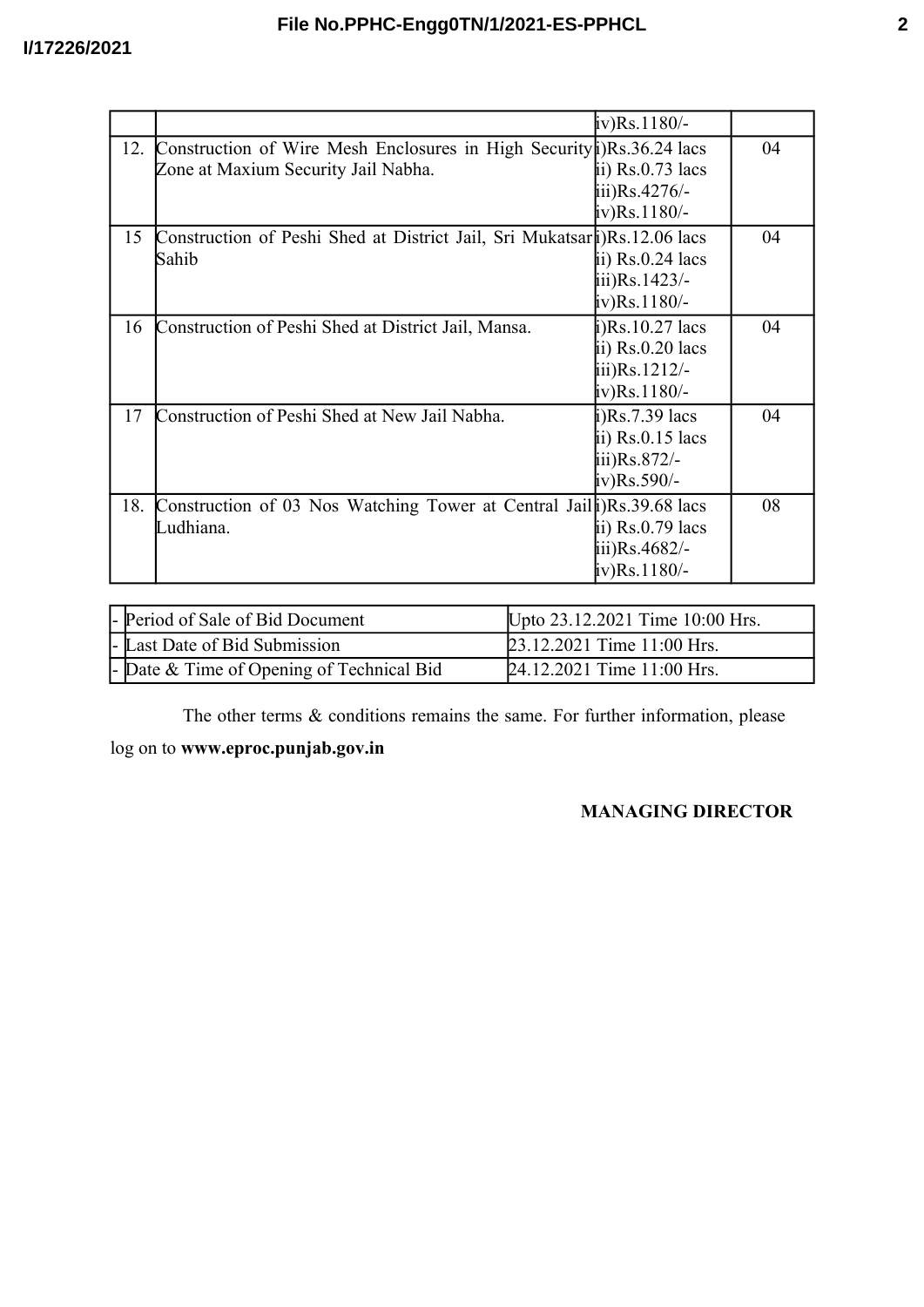| | | | |
|---|---|---|---|
| | | iv)Rs.1180/- | |
| 12. | Construction of Wire Mesh Enclosures in High Security Zone at Maxium Security Jail Nabha. | i)Rs.36.24 lacs<br>ii) Rs.0.73 lacs<br>iii)Rs.4276/-<br>iv)Rs.1180/- | 04 |
| 15 | Construction of Peshi Shed at District Jail, Sri Mukatsar Sahib | i)Rs.12.06 lacs<br>ii) Rs.0.24 lacs<br>iii)Rs.1423/-<br>iv)Rs.1180/- | 04 |
| 16 | Construction of Peshi Shed at District Jail, Mansa. | i)Rs.10.27 lacs<br>ii) Rs.0.20 lacs<br>iii)Rs.1212/-<br>iv)Rs.1180/- | 04 |
| 17 | Construction of Peshi Shed at New Jail Nabha. | i)Rs.7.39 lacs<br>ii) Rs.0.15 lacs<br>iii)Rs.872/-<br>iv)Rs.590/- | 04 |
| 18. | Construction of 03 Nos Watching Tower at Central Jail Ludhiana. | i)Rs.39.68 lacs<br>ii) Rs.0.79 lacs<br>iii)Rs.4682/-<br>iv)Rs.1180/- | 08 |

| | | |
|---|---|---|
| - | Period of Sale of Bid Document | Upto 23.12.2021 Time 10:00 Hrs. |
| - | Last Date of Bid Submission | 23.12.2021 Time 11:00 Hrs. |
| - | Date & Time of Opening of Technical Bid | 24.12.2021 Time 11:00 Hrs. |

The other terms & conditions remains the same. For further information, please log on to **www.eproc.punjab.gov.in**

**MANAGING DIRECTOR**